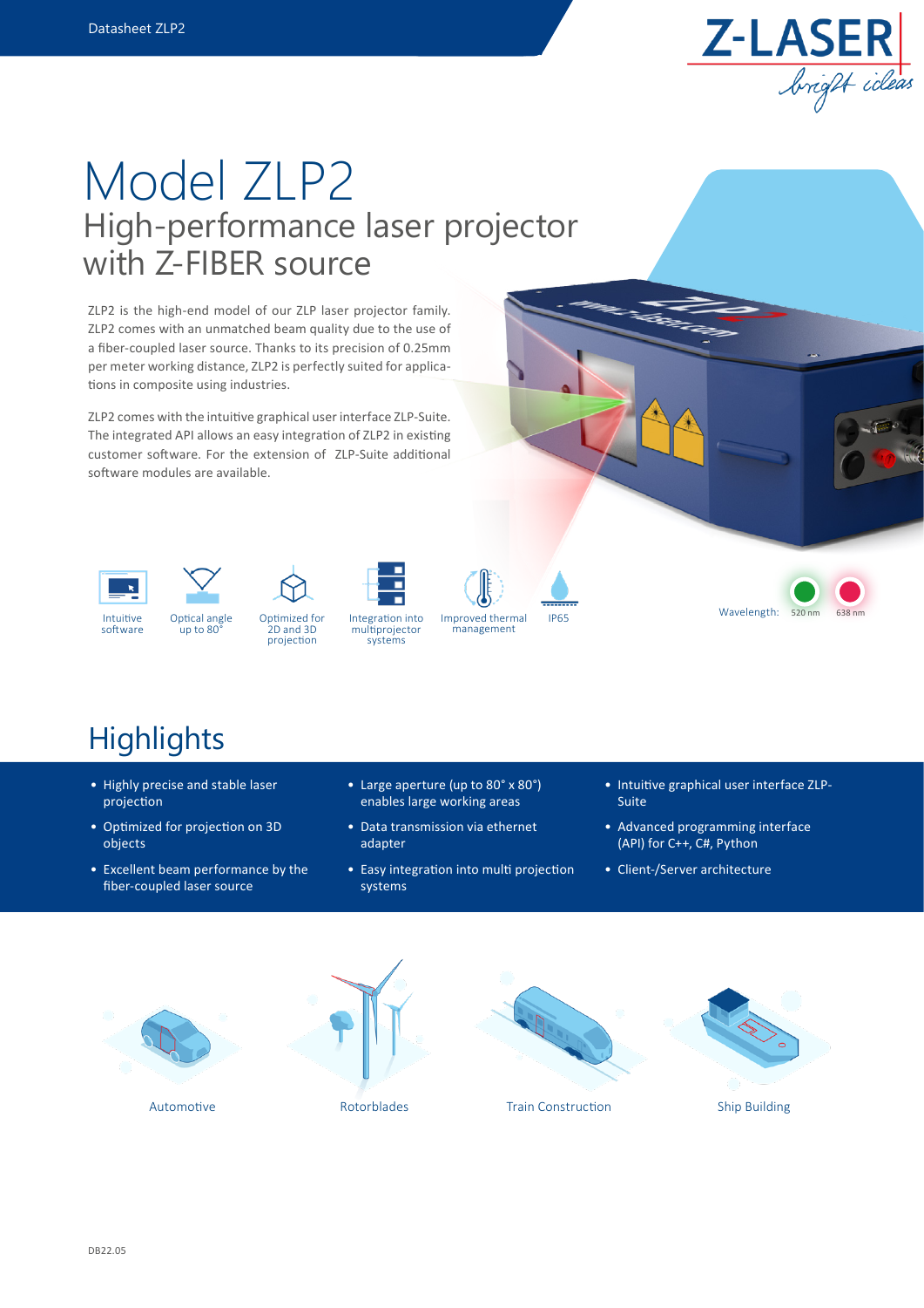# Model ZLP2

## High-performance laser projector with Z-FIBER source

ZLP2 is the high-end model of our ZLP laser projector family. ZLP2 comes with an unmatched beam quality due to the use of a fiber-coupled laser source. Thanks to its precision of 0.25mm per meter working distance, ZLP2 is perfectly suited for applications in composite using industries.

ZLP2 comes with the intuitive graphical user interface ZLP-Suite. The integrated API allows an easy integration of ZLP2 in existing customer software. For the extension of ZLP-Suite additional software modules are available.

Intuitive software | Optical angle up to 80° | Optimized for 2D and 3D projection | Integration into multiprojector systems | Improved thermal management | IP65

Wavelength: 520 nm, 638 nm

## Highlights

- Highly precise and stable laser projection
- Optimized for projection on 3D objects
- Excellent beam performance by the fiber-coupled laser source
- Large aperture (up to 80° x 80°) enables large working areas
- Data transmission via ethernet adapter
- Easy integration into multi projection systems
- Intuitive graphical user interface ZLP-Suite
- Advanced programming interface (API) for C++, C#, Python
- Client-/Server architecture

Automotive | Rotorblades | Train Construction | Ship Building

DB22.05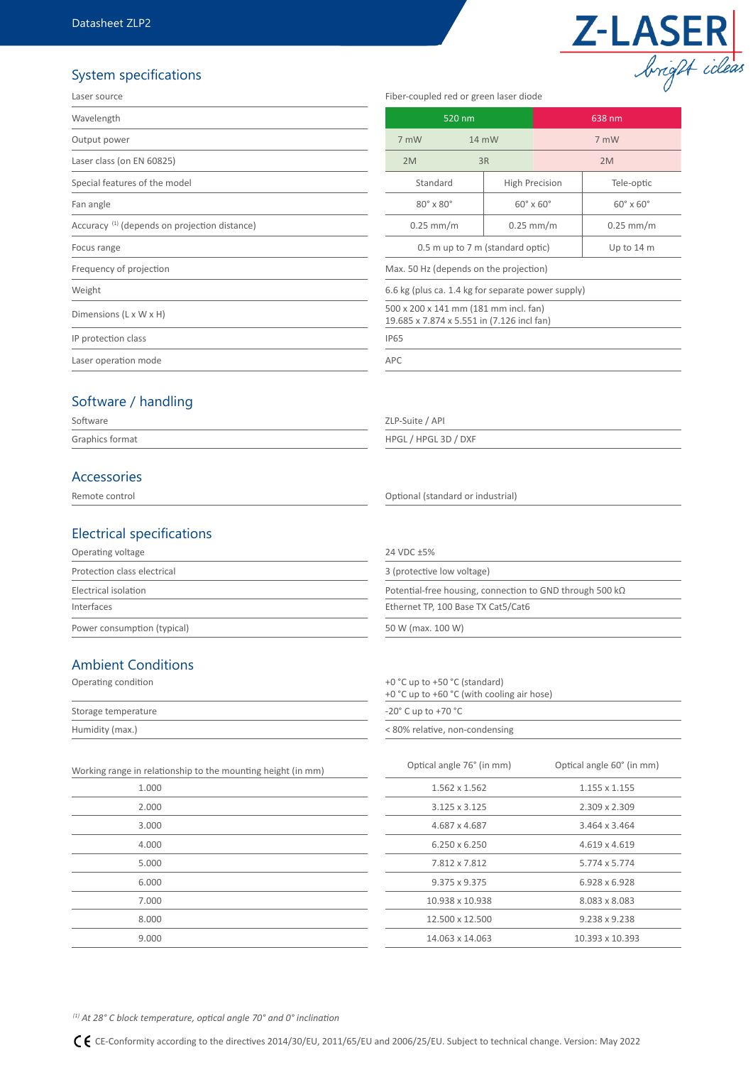## System specifications

| | | | |
|---|---|---|---|
| Laser source | Fiber-coupled red or green laser diode | | |
| Wavelength | 520 nm | | 638 nm |
| Output power | 7 mW | 14 mW | 7 mW |
| Laser class (on EN 60825) | 2M | 3R | 2M |
| Special features of the model | Standard | High Precision | Tele-optic |
| Fan angle | 80° x 80° | 60° x 60° | 60° x 60° |
| Accuracy [1] (depends on projection distance) | 0.25 mm/m | 0.25 mm/m | 0.25 mm/m |
| Focus range | 0.5 m up to 7 m (standard optic) | | Up to 14 m |
| Frequency of projection | Max. 50 Hz (depends on the projection) | | |
| Weight | 6.6 kg (plus ca. 1.4 kg for separate power supply) | | |
| Dimensions (L x W x H) | 500 x 200 x 141 mm (181 mm incl. fan)<br>19.685 x 7.874 x 5.551 in (7.126 incl fan) | | |
| IP protection class | IP65 | | |
| Laser operation mode | APC | | |

## Software / handling

| | |
|---|---|
| Software | ZLP-Suite / API |
| Graphics format | HPGL / HPGL 3D / DXF |

## Accessories

| | |
|---|---|
| Remote control | Optional (standard or industrial) |

## Electrical specifications

| | |
|---|---|
| Operating voltage | 24 VDC ±5% |
| Protection class electrical | 3 (protective low voltage) |
| Electrical isolation | Potential-free housing, connection to GND through 500 kΩ |
| Interfaces | Ethernet TP, 100 Base TX Cat5/Cat6 |
| Power consumption (typical) | 50 W (max. 100 W) |

## Ambient Conditions

| | |
|---|---|
| Operating condition | +0 °C up to +50 °C (standard)<br>+0 °C up to +60 °C (with cooling air hose) |
| Storage temperature | -20° C up to +70 °C |
| Humidity (max.) | < 80% relative, non-condensing |

| Working range in relationship to the mounting height (in mm) | Optical angle 76° (in mm) | Optical angle 60° (in mm) |
|---|---|---|
| 1.000 | 1.562 x 1.562 | 1.155 x 1.155 |
| 2.000 | 3.125 x 3.125 | 2.309 x 2.309 |
| 3.000 | 4.687 x 4.687 | 3.464 x 3.464 |
| 4.000 | 6.250 x 6.250 | 4.619 x 4.619 |
| 5.000 | 7.812 x 7.812 | 5.774 x 5.774 |
| 6.000 | 9.375 x 9.375 | 6.928 x 6.928 |
| 7.000 | 10.938 x 10.938 | 8.083 x 8.083 |
| 8.000 | 12.500 x 12.500 | 9.238 x 9.238 |
| 9.000 | 14.063 x 14.063 | 10.393 x 10.393 |

*[1] At 28° C block temperature, optical angle 70° and 0° inclination*

CE CE-Conformity according to the directives 2014/30/EU, 2011/65/EU and 2006/25/EU. Subject to technical change. Version: May 2022